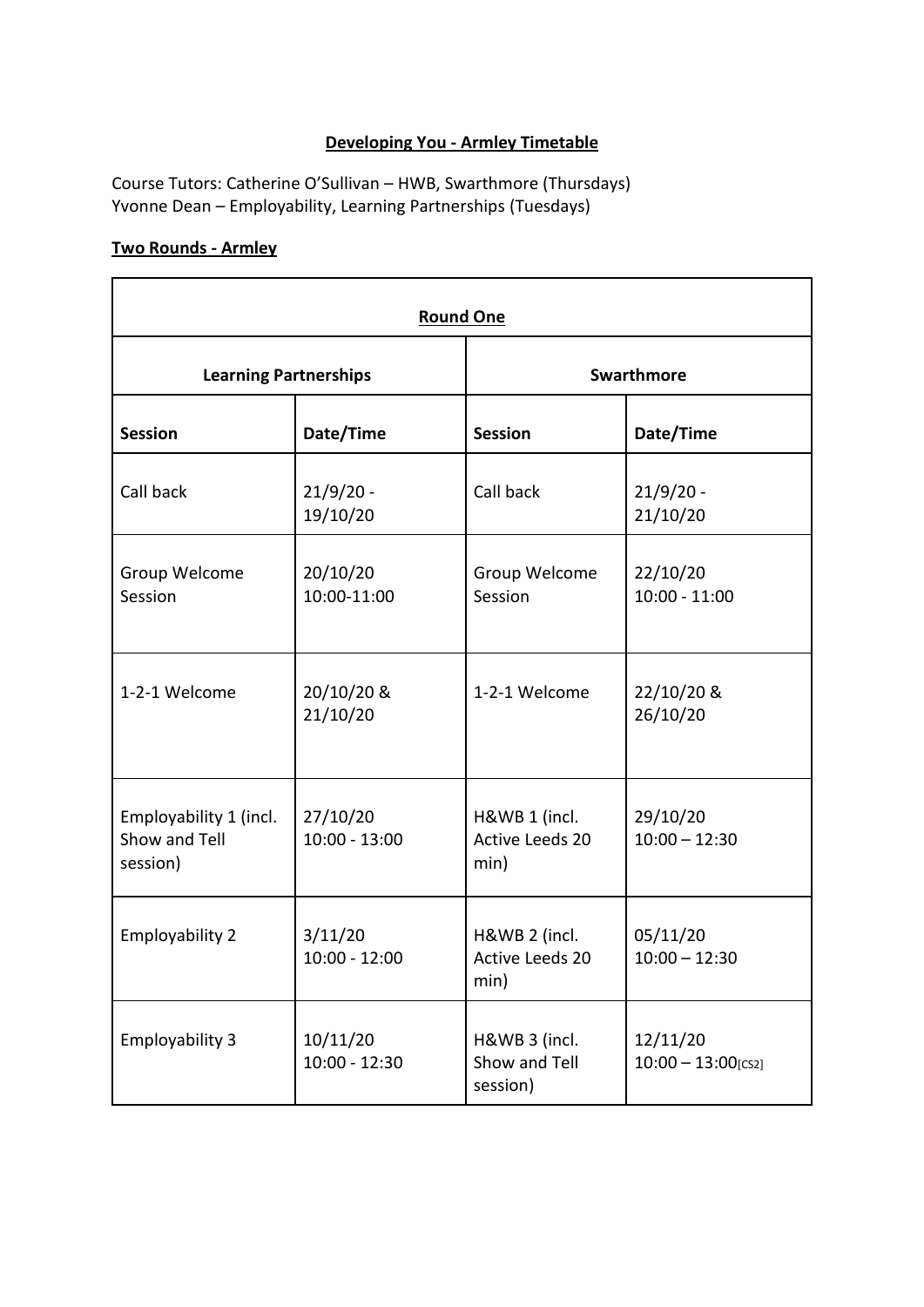**Developing You - Armley Timetable**

Course Tutors: Catherine O'Sullivan – HWB, Swarthmore (Thursdays)
Yvonne Dean – Employability, Learning Partnerships (Tuesdays)

**Two Rounds - Armley**

| **Round One** | | | |
|---|---|---|---|
| **Learning Partnerships** | | **Swarthmore** | |
| **Session** | **Date/Time** | **Session** | **Date/Time** |
| Call back | 21/9/20 - 19/10/20 | Call back | 21/9/20 - 21/10/20 |
| Group Welcome Session | 20/10/20 10:00-11:00 | Group Welcome Session | 22/10/20 10:00 - 11:00 |
| 1-2-1 Welcome | 20/10/20 & 21/10/20 | 1-2-1 Welcome | 22/10/20 & 26/10/20 |
| Employability 1 (incl. Show and Tell session) | 27/10/20 10:00 - 13:00 | H&WB 1 (incl. Active Leeds 20 min) | 29/10/20 10:00 – 12:30 |
| Employability 2 | 3/11/20 10:00 - 12:00 | H&WB 2 (incl. Active Leeds 20 min) | 05/11/20 10:00 – 12:30 |
| Employability 3 | 10/11/20 10:00 - 12:30 | H&WB 3 (incl. Show and Tell session) | 12/11/20 10:00 – 13:00[CS2] |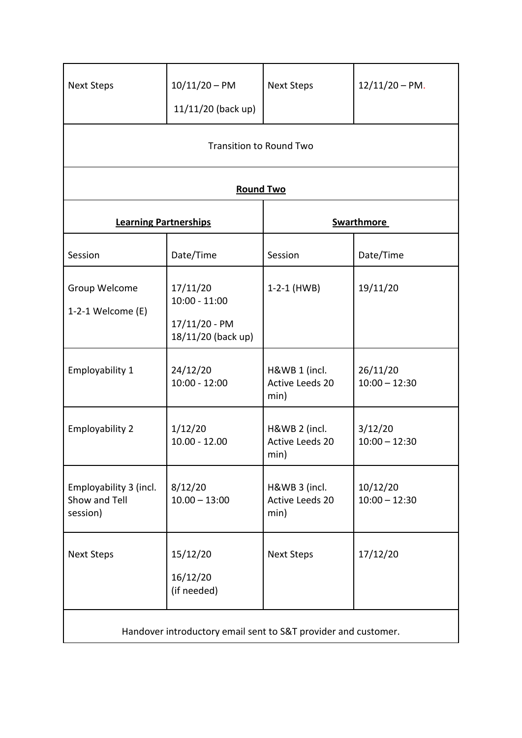| | | | |
|---|---|---|---|
| Next Steps | 10/11/20 – PM<br>11/11/20 (back up) | Next Steps | 12/11/20 – PM. |
| Transition to Round Two | | | |
| **Round Two** | | | |
| **Learning Partnerships** | | **Swarthmore** | |
| Session | Date/Time | Session | Date/Time |
| Group Welcome<br>1-2-1 Welcome (E) | 17/11/20<br>10:00 - 11:00<br>17/11/20 - PM<br>18/11/20 (back up) | 1-2-1 (HWB) | 19/11/20 |
| Employability 1 | 24/12/20<br>10:00 - 12:00 | H&WB 1 (incl. Active Leeds 20 min) | 26/11/20<br>10:00 – 12:30 |
| Employability 2 | 1/12/20<br>10.00 - 12.00 | H&WB 2 (incl. Active Leeds 20 min) | 3/12/20<br>10:00 – 12:30 |
| Employability 3 (incl. Show and Tell session) | 8/12/20<br>10.00 – 13:00 | H&WB 3 (incl. Active Leeds 20 min) | 10/12/20<br>10:00 – 12:30 |
| Next Steps | 15/12/20<br>16/12/20<br>(if needed) | Next Steps | 17/12/20 |
| Handover introductory email sent to S&T provider and customer. | | | |